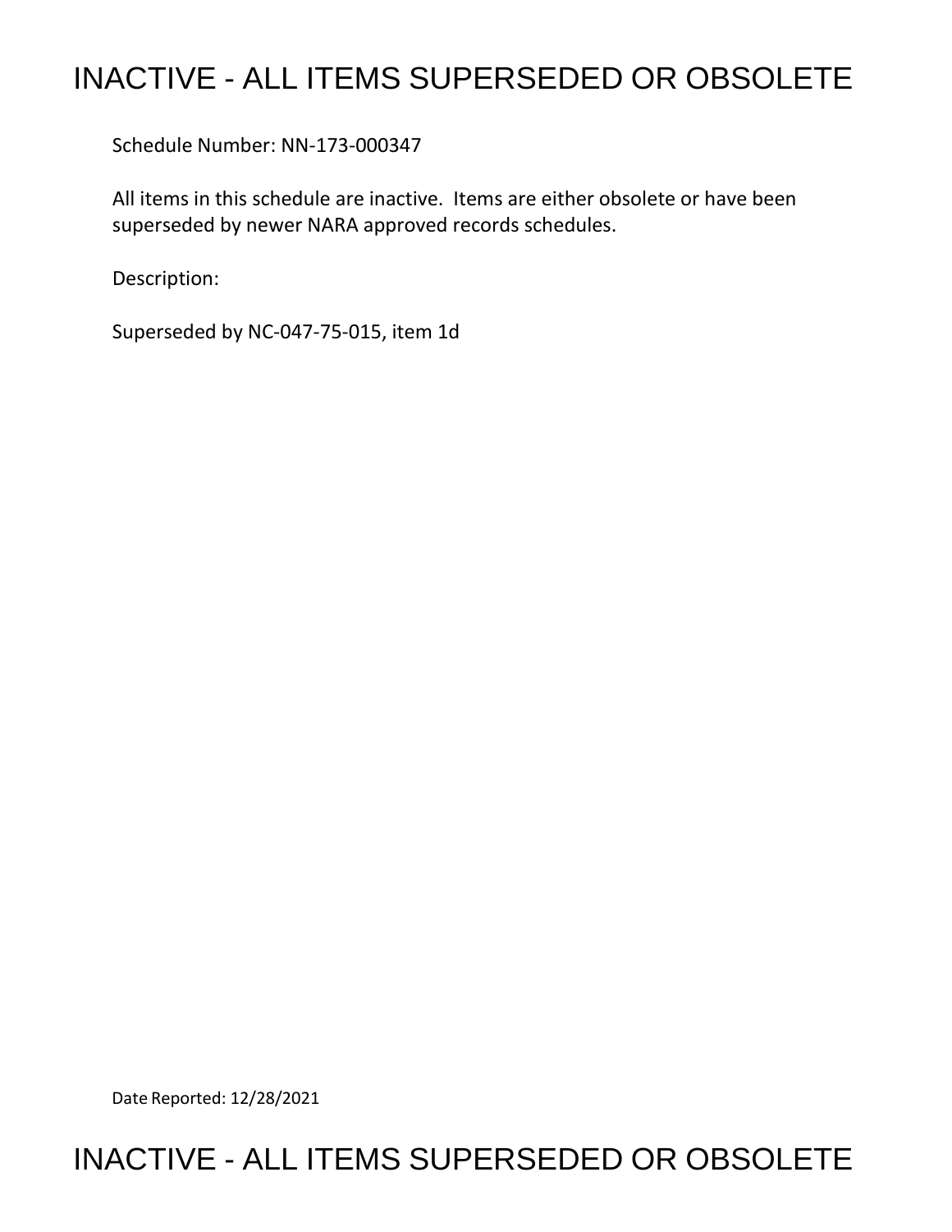# INACTIVE - ALL ITEMS SUPERSEDED OR OBSOLETE

Schedule Number: NN-173-000347

All items in this schedule are inactive. Items are either obsolete or have been superseded by newer NARA approved records schedules.

Description:

Superseded by NC-047-75-015, item 1d

Date Reported: 12/28/2021

# INACTIVE - ALL ITEMS SUPERSEDED OR OBSOLETE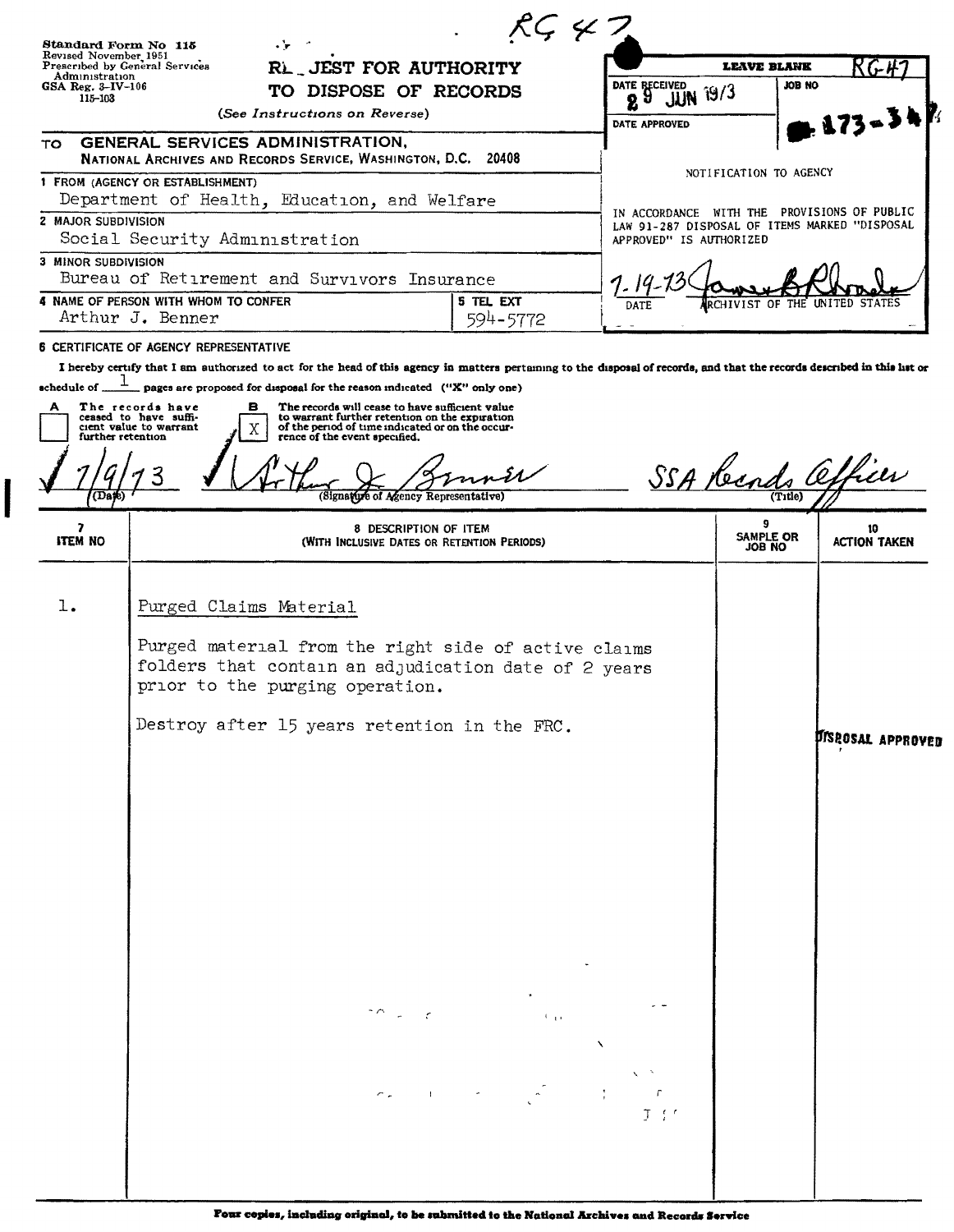RG 47

Standard Form No 115
Revised November 1951
Prescribed by General Services Administration
GSA Reg. 3-IV-106
115-103

# REQUEST FOR AUTHORITY TO DISPOSE OF RECORDS

*(See Instructions on Reverse)*

| LEAVE BLANK | RG-47 |
|---|---|
| DATE RECEIVED 29 JUN 1973 | JOB NO |
| DATE APPROVED | 173-34 |

NOTIFICATION TO AGENCY

IN ACCORDANCE WITH THE PROVISIONS OF PUBLIC LAW 91-287 DISPOSAL OF ITEMS MARKED "DISPOSAL APPROVED" IS AUTHORIZED

7-19-73 James B Rhoads
DATE ARCHIVIST OF THE UNITED STATES

TO GENERAL SERVICES ADMINISTRATION,
NATIONAL ARCHIVES AND RECORDS SERVICE, WASHINGTON, D.C. 20408

1 FROM (AGENCY OR ESTABLISHMENT)
Department of Health, Education, and Welfare

2 MAJOR SUBDIVISION
Social Security Administration

3 MINOR SUBDIVISION
Bureau of Retirement and Survivors Insurance

4 NAME OF PERSON WITH WHOM TO CONFER
Arthur J. Benner

5 TEL EXT
594-5772

6 CERTIFICATE OF AGENCY REPRESENTATIVE

I hereby certify that I am authorized to act for the head of this agency in matters pertaining to the disposal of records, and that the records described in this list or schedule of 1 pages are proposed for disposal for the reason indicated ("X" only one)

A [ ] The records have ceased to have sufficient value to warrant further retention

B [X] The records will cease to have sufficient value to warrant further retention on the expiration of the period of time indicated or on the occurrence of the event specified.

7/9/73 (Date) Arthur J. Benner (Signature of Agency Representative) SSA Records Officer (Title)

| 7 ITEM NO | 8 DESCRIPTION OF ITEM (WITH INCLUSIVE DATES OR RETENTION PERIODS) | 9 SAMPLE OR JOB NO | 10 ACTION TAKEN |
|---|---|---|---|
| 1. | Purged Claims Material<br><br>Purged material from the right side of active claims folders that contain an adjudication date of 2 years prior to the purging operation.<br><br>Destroy after 15 years retention in the FRC. | | DISPOSAL APPROVED |

Four copies, including original, to be submitted to the National Archives and Records Service